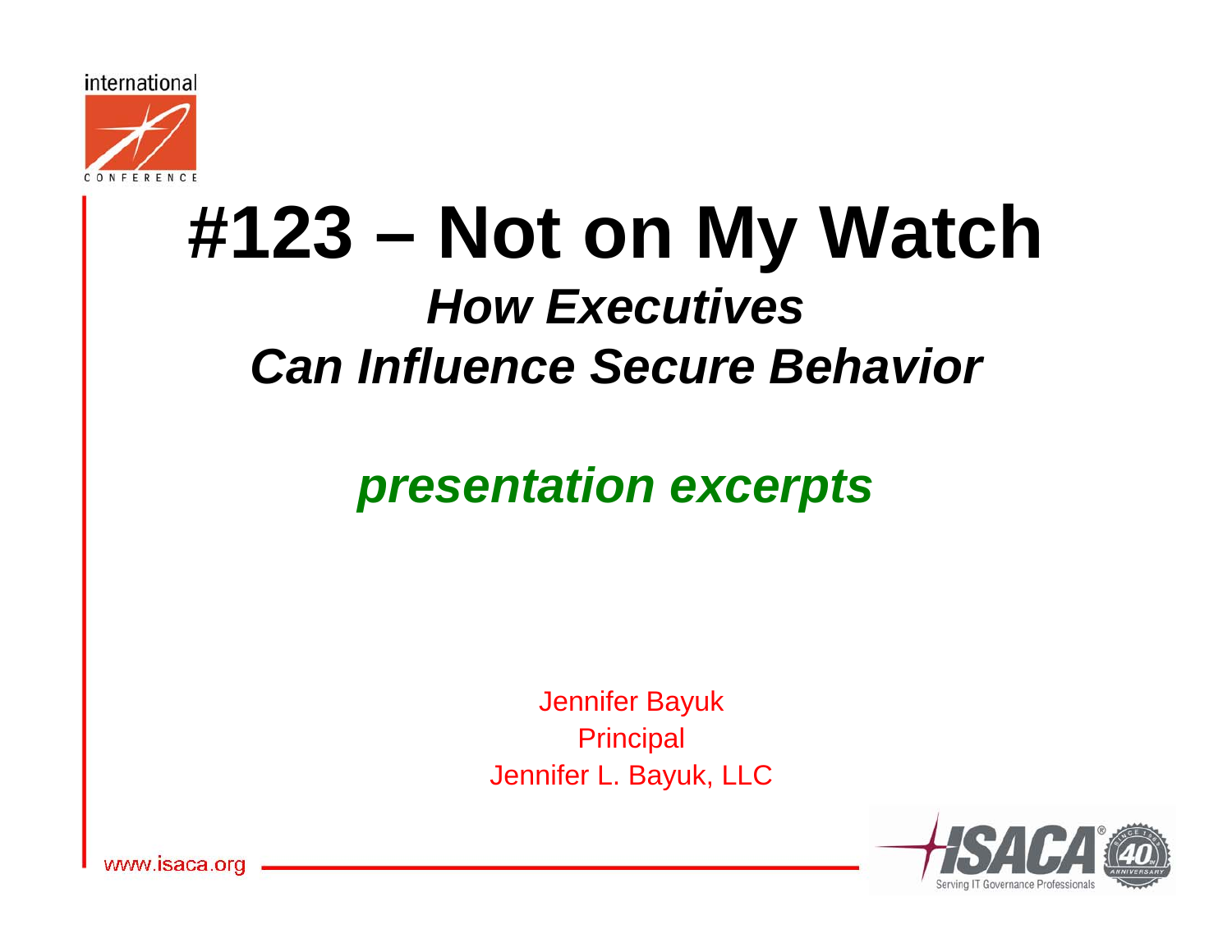# #123 – Not on My Watch

## *How Executives Can Influence Secure Behavior*

***presentation excerpts***

Jennifer Bayuk
Principal
Jennifer L. Bayuk, LLC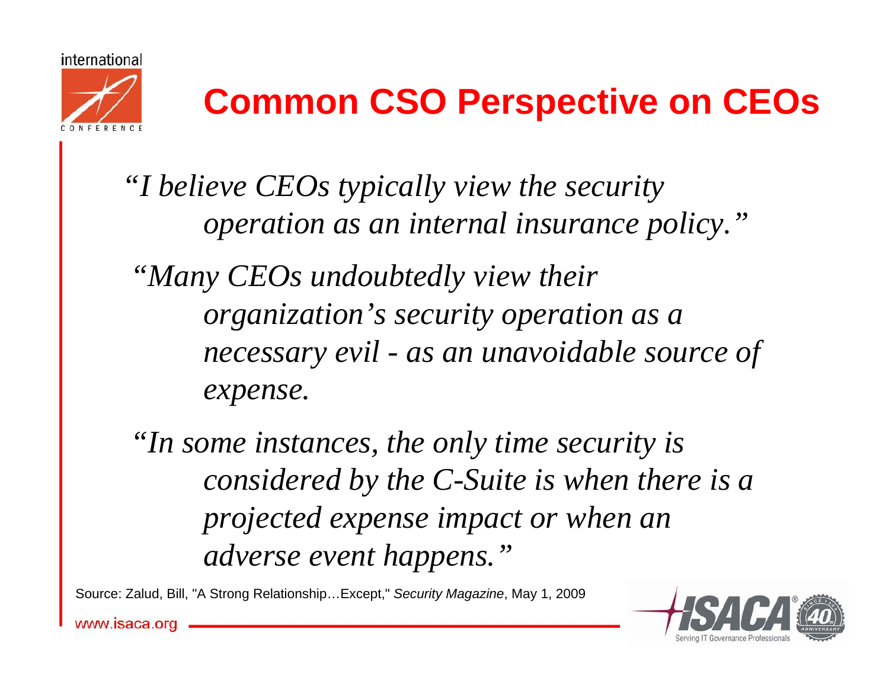# Common CSO Perspective on CEOs

*"I believe CEOs typically view the security operation as an internal insurance policy."*

*"Many CEOs undoubtedly view their organization's security operation as a necessary evil - as an unavoidable source of expense.*

*"In some instances, the only time security is considered by the C-Suite is when there is a projected expense impact or when an adverse event happens."*

Source: Zalud, Bill, "A Strong Relationship…Except," *Security Magazine*, May 1, 2009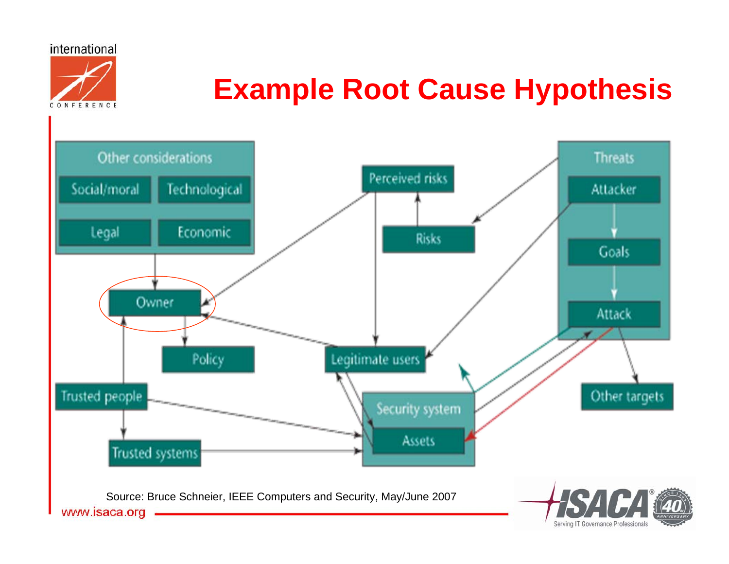# Example Root Cause Hypothesis

Other considerations

Social/moral | Technological | Legal | Economic

Perceived risks

Risks

Threats

Attacker → Goals → Attack

Owner

Policy

Legitimate users

Trusted people

Trusted systems

Security system

Assets

Other targets

Source: Bruce Schneier, IEEE Computers and Security, May/June 2007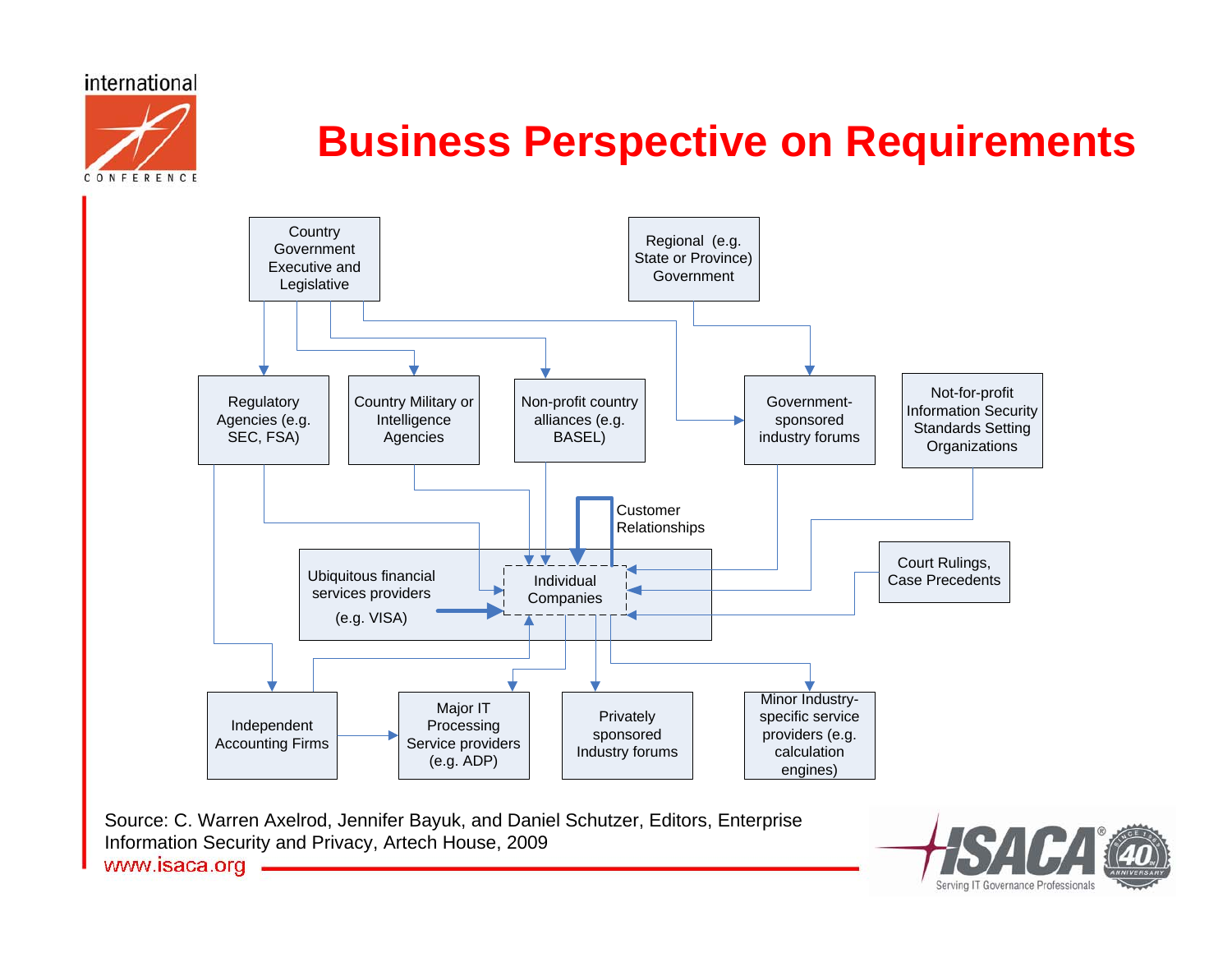# Business Perspective on Requirements

Country Government Executive and Legislative

Regional (e.g. State or Province) Government

Regulatory Agencies (e.g. SEC, FSA)

Country Military or Intelligence Agencies

Non-profit country alliances (e.g. BASEL)

Government-sponsored industry forums

Not-for-profit Information Security Standards Setting Organizations

Customer Relationships

Ubiquitous financial services providers (e.g. VISA)

Individual Companies

Court Rulings, Case Precedents

Independent Accounting Firms

Major IT Processing Service providers (e.g. ADP)

Privately sponsored Industry forums

Minor Industry-specific service providers (e.g. calculation engines)

Source: C. Warren Axelrod, Jennifer Bayuk, and Daniel Schutzer, Editors, Enterprise Information Security and Privacy, Artech House, 2009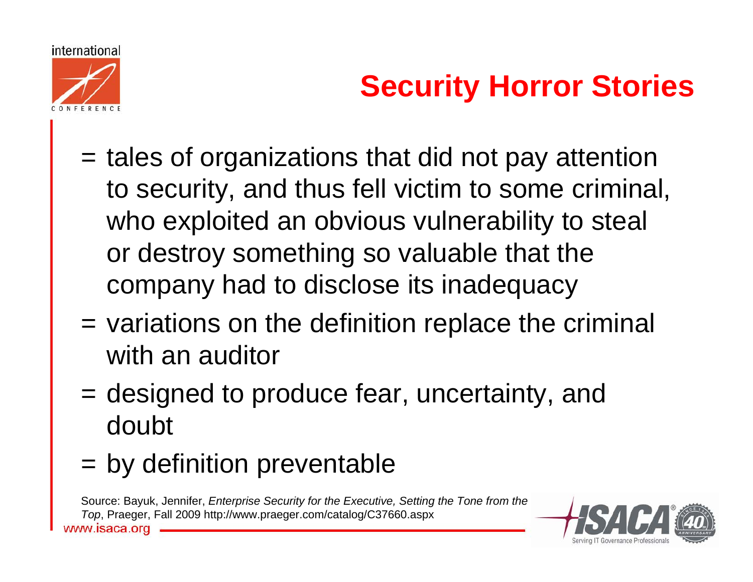# Security Horror Stories

- = tales of organizations that did not pay attention to security, and thus fell victim to some criminal, who exploited an obvious vulnerability to steal or destroy something so valuable that the company had to disclose its inadequacy
- = variations on the definition replace the criminal with an auditor
- = designed to produce fear, uncertainty, and doubt
- = by definition preventable

Source: Bayuk, Jennifer, *Enterprise Security for the Executive, Setting the Tone from the Top*, Praeger, Fall 2009 http://www.praeger.com/catalog/C37660.aspx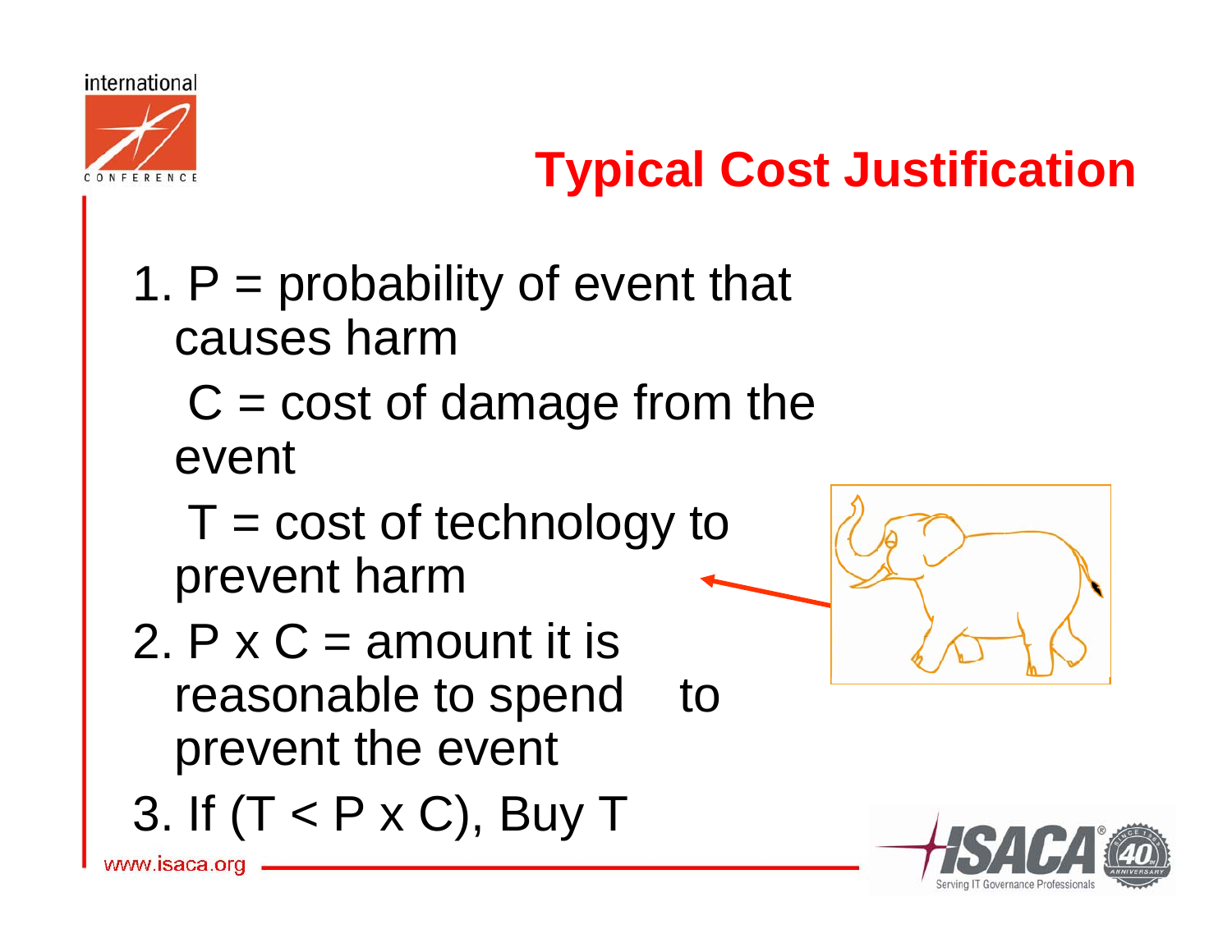# Typical Cost Justification

1. $P$ = probability of event that causes harm

   $C$ = cost of damage from the event

   $T$ = cost of technology to prevent harm

2. $P \times C$ = amount it is reasonable to spend to prevent the event

3. If ($T < P \times C$), Buy $T$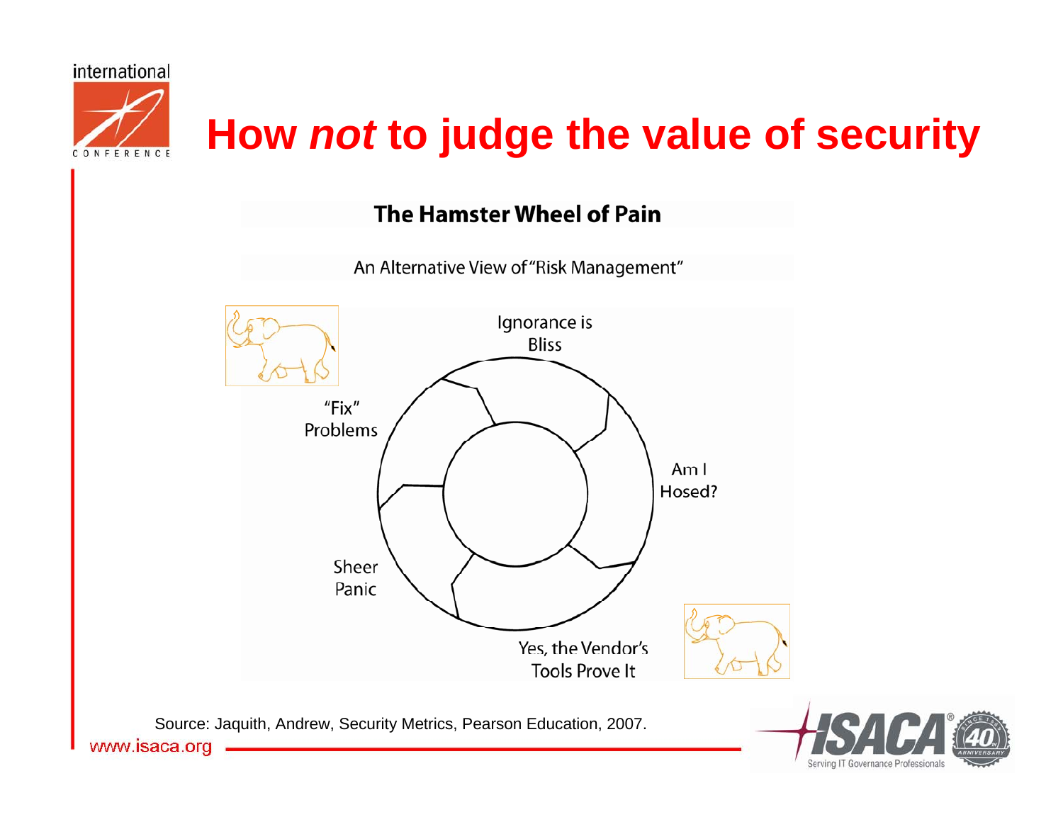# How *not* to judge the value of security

**The Hamster Wheel of Pain**

An Alternative View of "Risk Management"

- Ignorance is Bliss
- Am I Hosed?
- Yes, the Vendor's Tools Prove It
- Sheer Panic
- "Fix" Problems

Source: Jaquith, Andrew, Security Metrics, Pearson Education, 2007.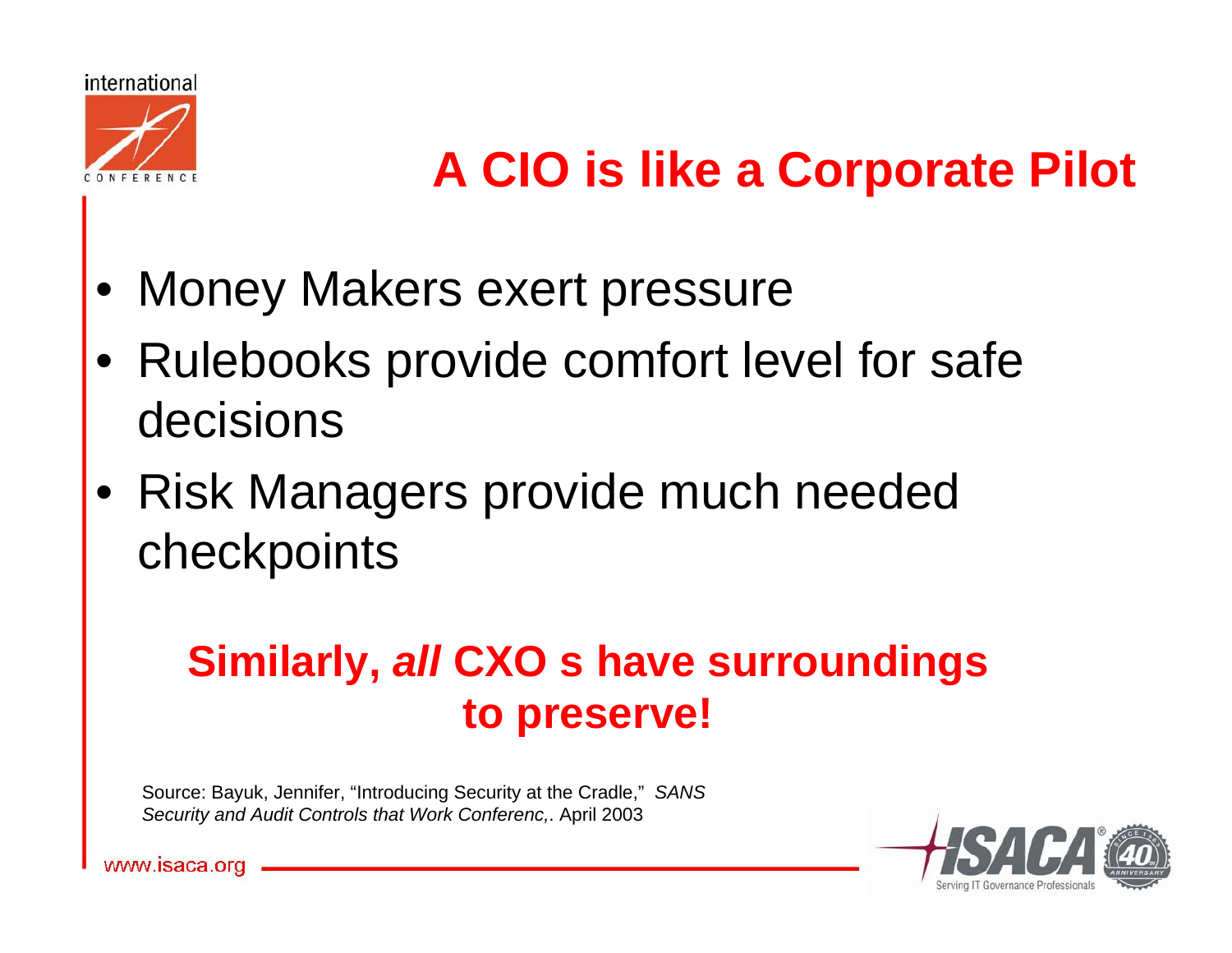# A CIO is like a Corporate Pilot

- Money Makers exert pressure
- Rulebooks provide comfort level for safe decisions
- Risk Managers provide much needed checkpoints

**Similarly, *all* CXO s have surroundings to preserve!**

Source: Bayuk, Jennifer, "Introducing Security at the Cradle," *SANS Security and Audit Controls that Work Conferenc,*. April 2003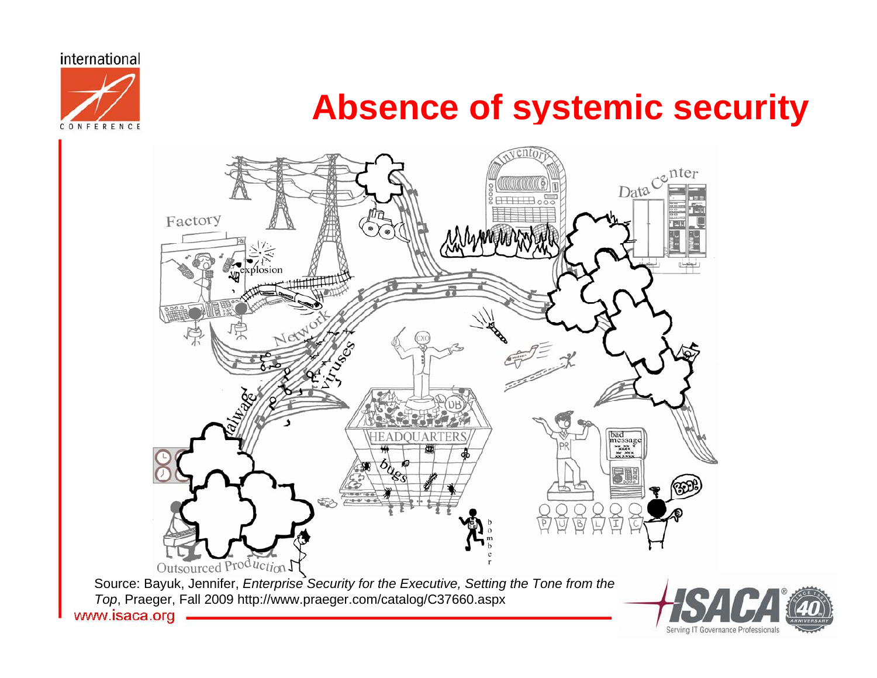# Absence of systemic security

Source: Bayuk, Jennifer, *Enterprise Security for the Executive, Setting the Tone from the Top*, Praeger, Fall 2009 http://www.praeger.com/catalog/C37660.aspx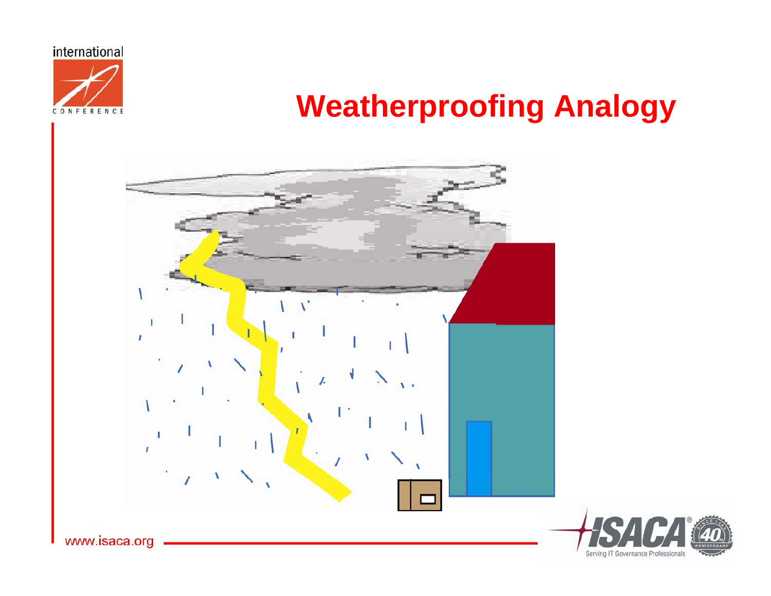# Weatherproofing Analogy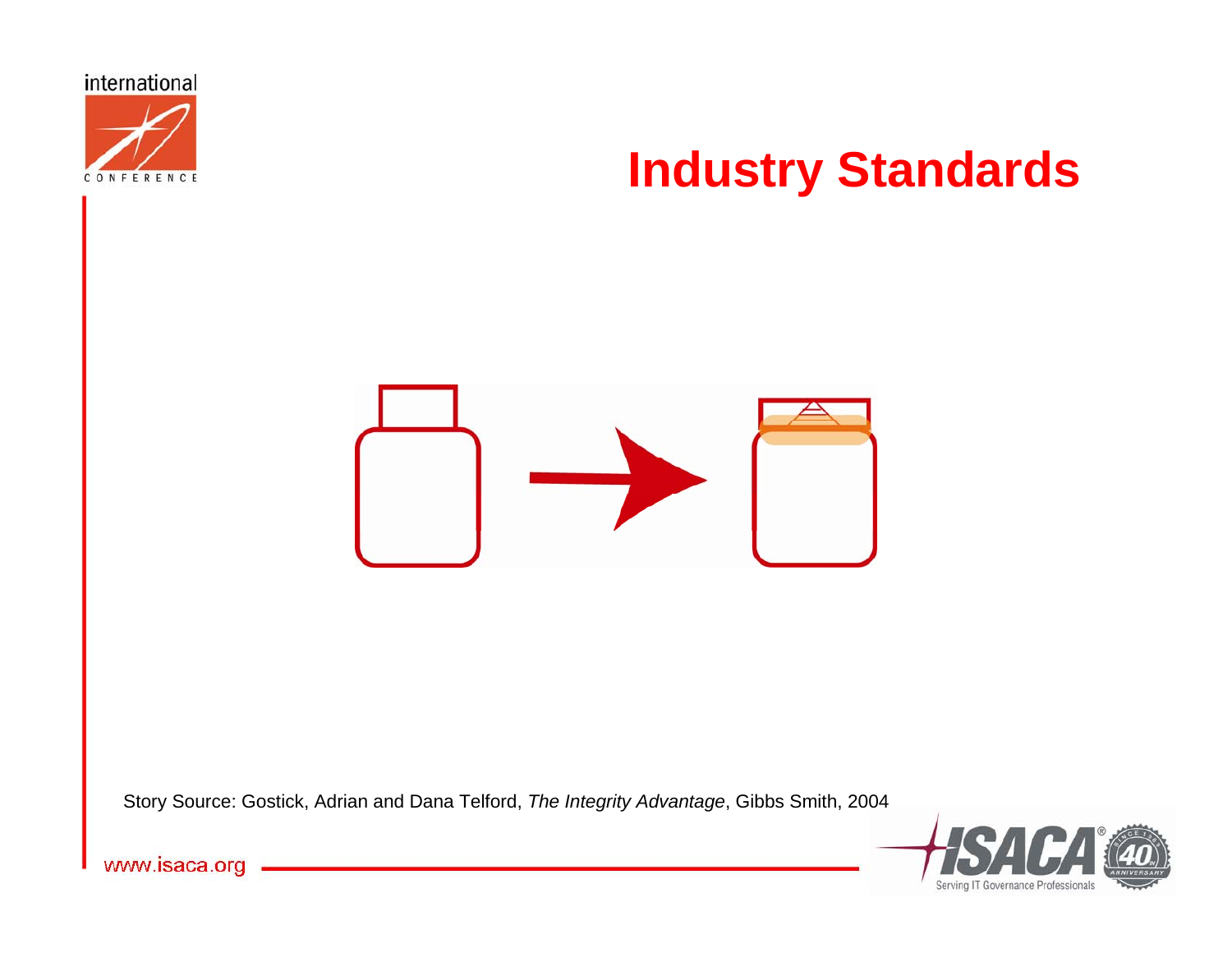# Industry Standards

Story Source: Gostick, Adrian and Dana Telford, *The Integrity Advantage*, Gibbs Smith, 2004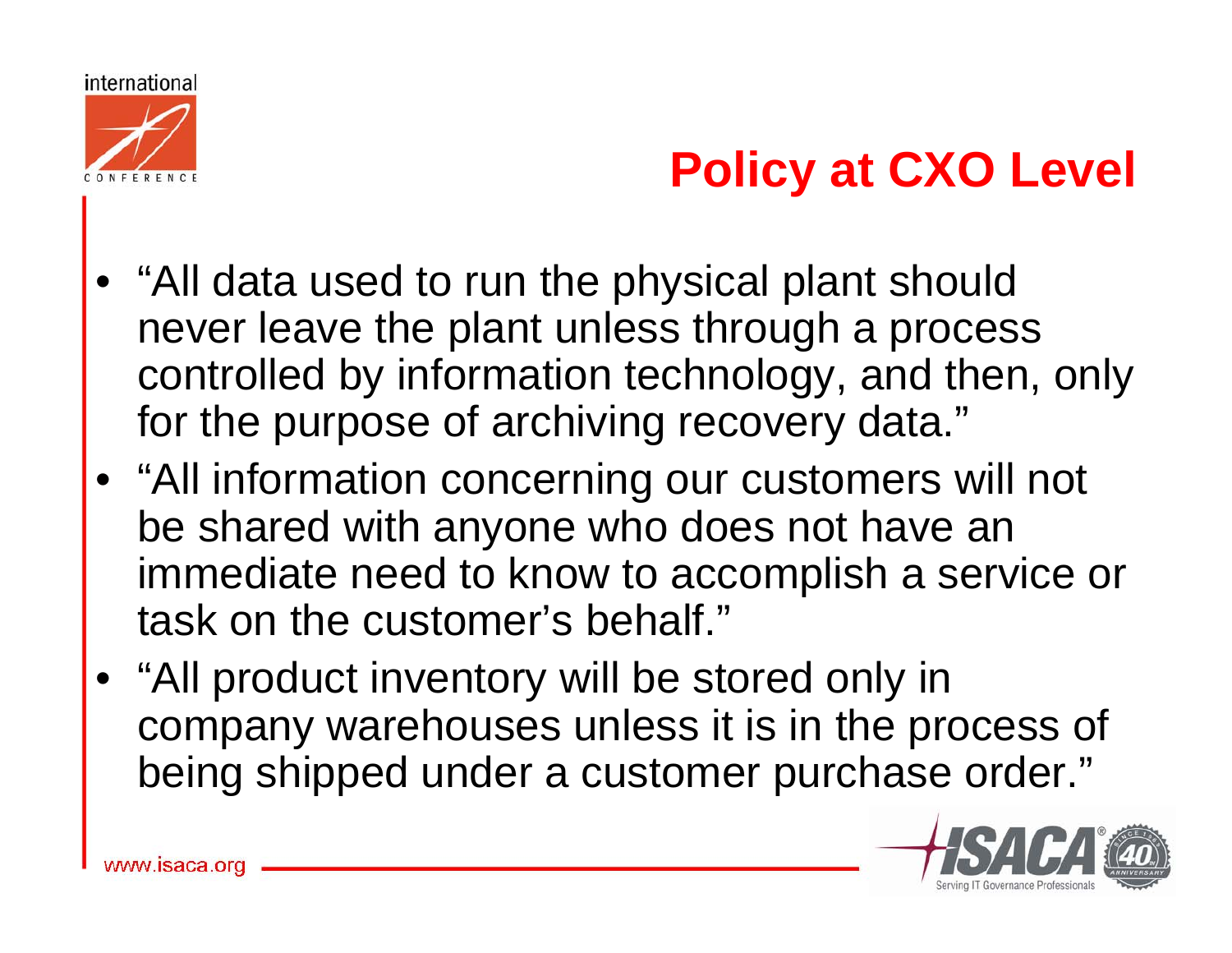# Policy at CXO Level

- "All data used to run the physical plant should never leave the plant unless through a process controlled by information technology, and then, only for the purpose of archiving recovery data."
- "All information concerning our customers will not be shared with anyone who does not have an immediate need to know to accomplish a service or task on the customer's behalf."
- "All product inventory will be stored only in company warehouses unless it is in the process of being shipped under a customer purchase order."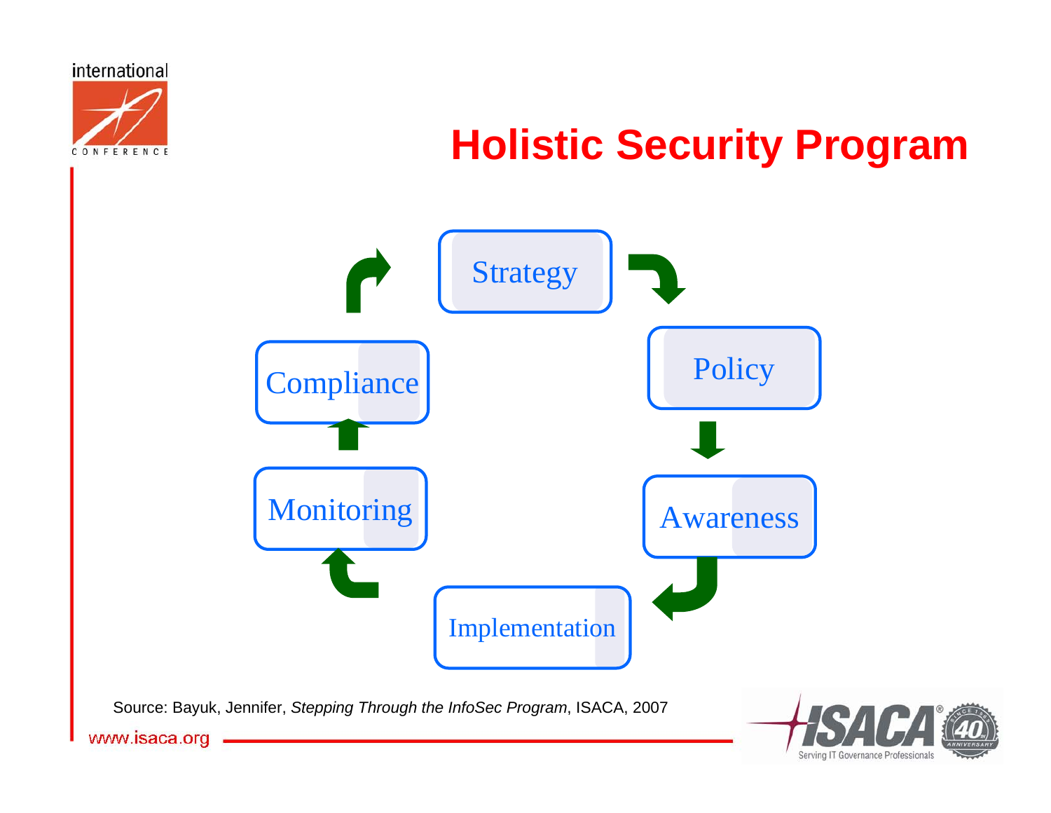# Holistic Security Program

Strategy → Policy → Awareness → Implementation → Monitoring → Compliance → Strategy

Source: Bayuk, Jennifer, *Stepping Through the InfoSec Program*, ISACA, 2007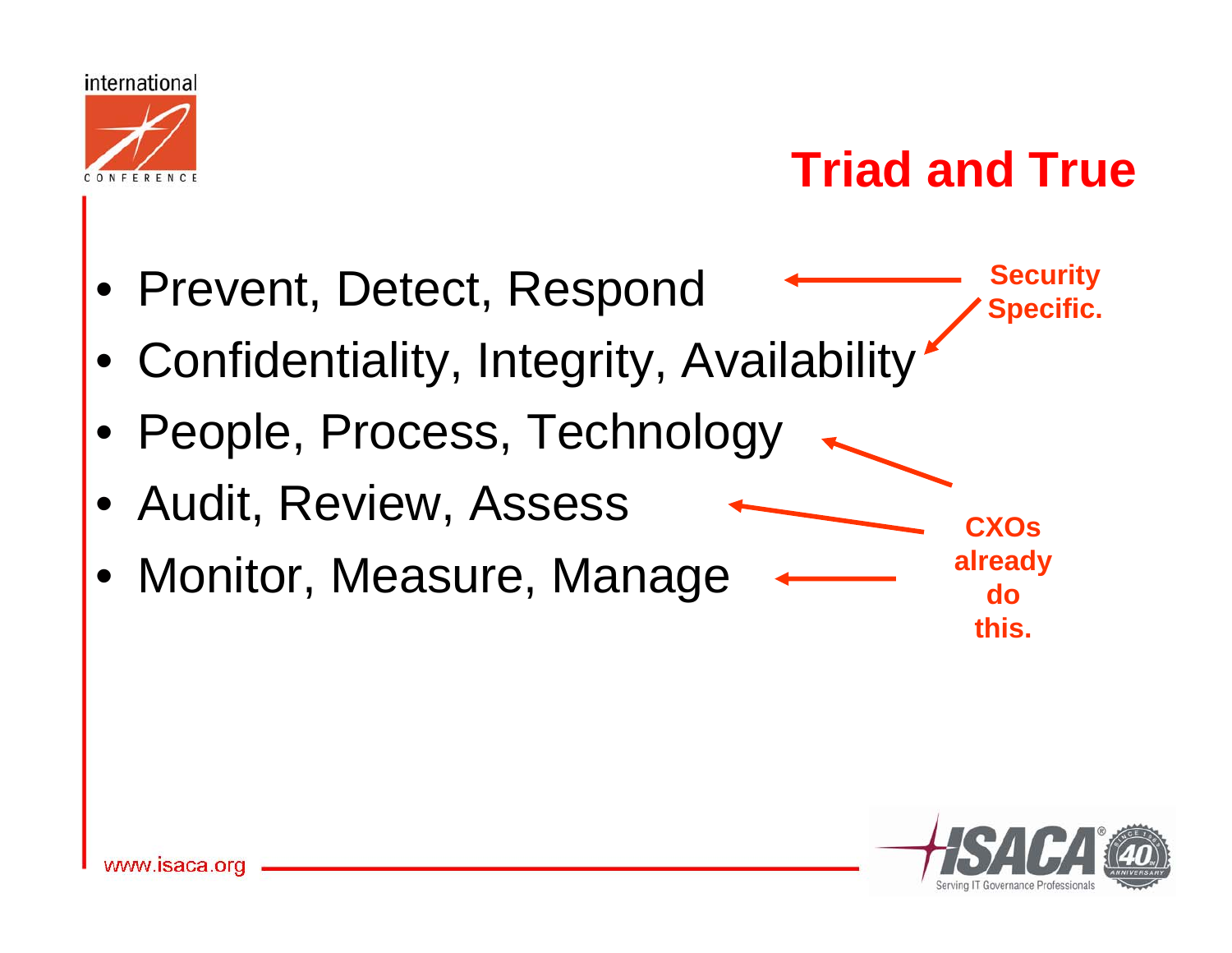# Triad and True

- Prevent, Detect, Respond
- Confidentiality, Integrity, Availability
- People, Process, Technology
- Audit, Review, Assess
- Monitor, Measure, Manage

**Security Specific.** (Prevent, Detect, Respond; Confidentiality, Integrity, Availability)

**CXOs already do this.** (People, Process, Technology; Audit, Review, Assess; Monitor, Measure, Manage)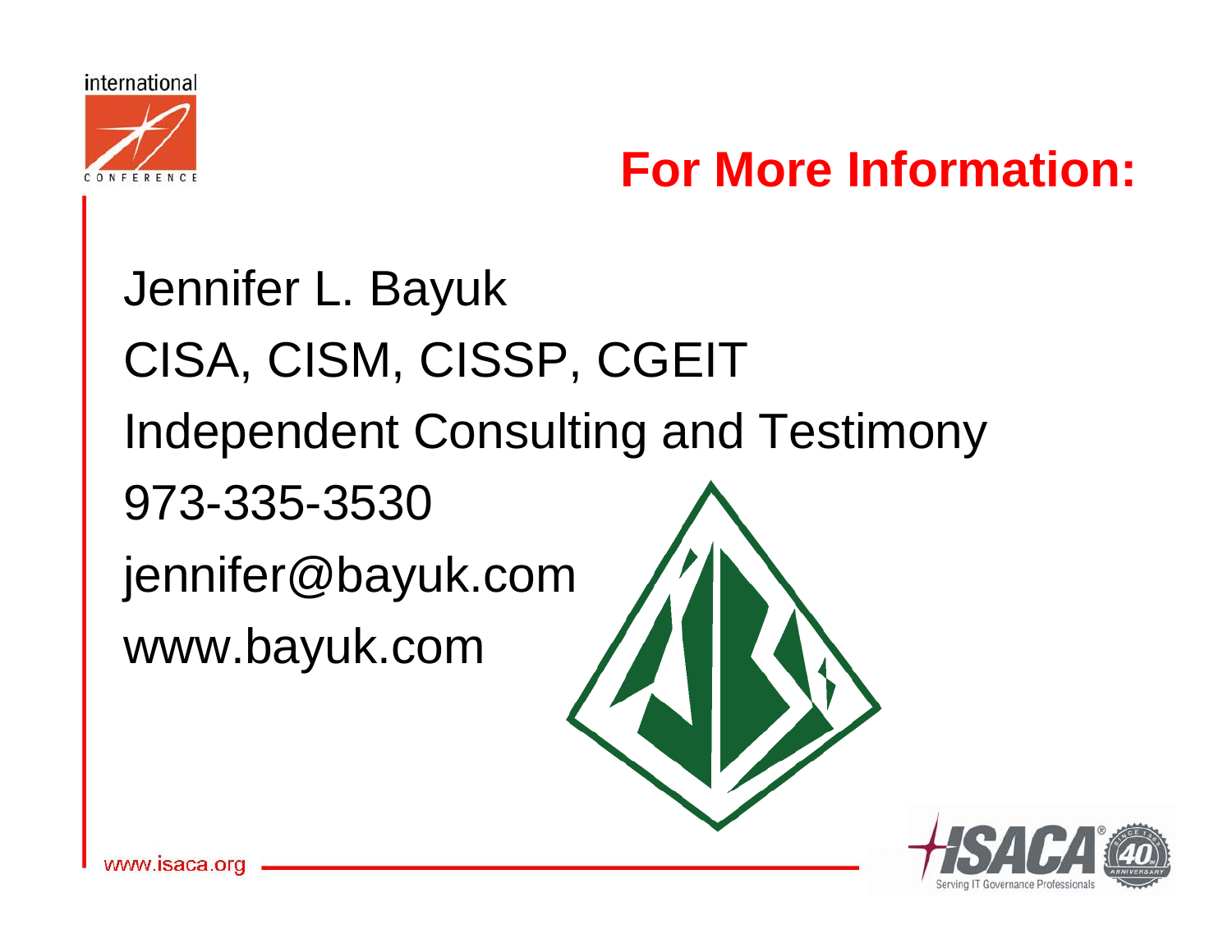# For More Information:

Jennifer L. Bayuk

CISA, CISM, CISSP, CGEIT

Independent Consulting and Testimony

973-335-3530

jennifer@bayuk.com

www.bayuk.com